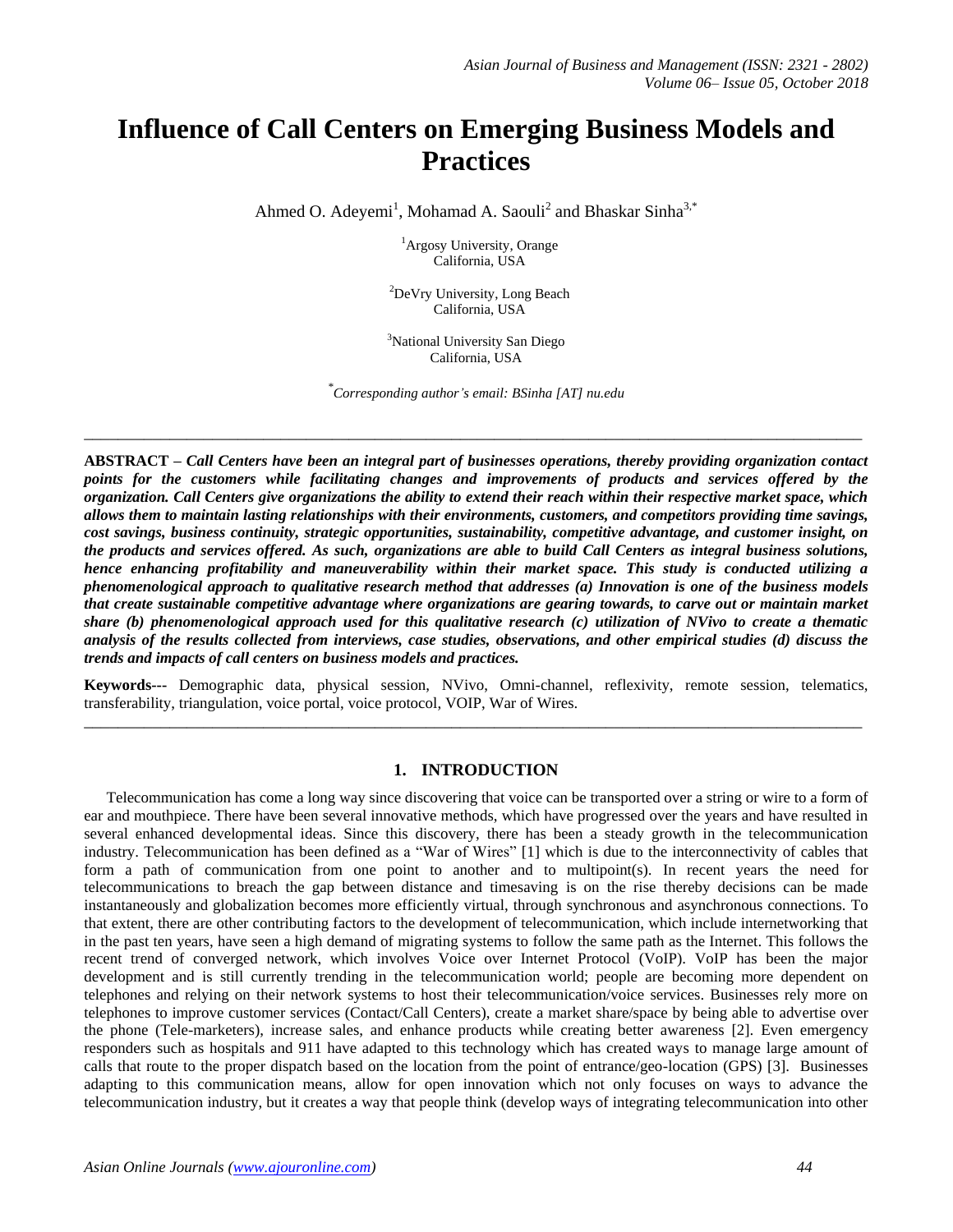# Influence of Call Centers on Emerging Business Models and Practices

Ahmed O. Adeyemi[1], Mohamad A. Saouli[2] and Bhaskar Sinha[3,*]

[1]Argosy University, Orange
California, USA

[2]DeVry University, Long Beach
California, USA

[3]National University San Diego
California, USA

[*]*Corresponding author's email: BSinha [AT] nu.edu*

---

**ABSTRACT –** ***Call Centers have been an integral part of businesses operations, thereby providing organization contact points for the customers while facilitating changes and improvements of products and services offered by the organization. Call Centers give organizations the ability to extend their reach within their respective market space, which allows them to maintain lasting relationships with their environments, customers, and competitors providing time savings, cost savings, business continuity, strategic opportunities, sustainability, competitive advantage, and customer insight, on the products and services offered. As such, organizations are able to build Call Centers as integral business solutions, hence enhancing profitability and maneuverability within their market space. This study is conducted utilizing a phenomenological approach to qualitative research method that addresses (a) Innovation is one of the business models that create sustainable competitive advantage where organizations are gearing towards, to carve out or maintain market share (b) phenomenological approach used for this qualitative research (c) utilization of NVivo to create a thematic analysis of the results collected from interviews, case studies, observations, and other empirical studies (d) discuss the trends and impacts of call centers on business models and practices.***

**Keywords---** Demographic data, physical session, NVivo, Omni-channel, reflexivity, remote session, telematics, transferability, triangulation, voice portal, voice protocol, VOIP, War of Wires.

---

## 1. INTRODUCTION

Telecommunication has come a long way since discovering that voice can be transported over a string or wire to a form of ear and mouthpiece. There have been several innovative methods, which have progressed over the years and have resulted in several enhanced developmental ideas. Since this discovery, there has been a steady growth in the telecommunication industry. Telecommunication has been defined as a "War of Wires" [1] which is due to the interconnectivity of cables that form a path of communication from one point to another and to multipoint(s). In recent years the need for telecommunications to breach the gap between distance and timesaving is on the rise thereby decisions can be made instantaneously and globalization becomes more efficiently virtual, through synchronous and asynchronous connections. To that extent, there are other contributing factors to the development of telecommunication, which include internetworking that in the past ten years, have seen a high demand of migrating systems to follow the same path as the Internet. This follows the recent trend of converged network, which involves Voice over Internet Protocol (VoIP). VoIP has been the major development and is still currently trending in the telecommunication world; people are becoming more dependent on telephones and relying on their network systems to host their telecommunication/voice services. Businesses rely more on telephones to improve customer services (Contact/Call Centers), create a market share/space by being able to advertise over the phone (Tele-marketers), increase sales, and enhance products while creating better awareness [2]. Even emergency responders such as hospitals and 911 have adapted to this technology which has created ways to manage large amount of calls that route to the proper dispatch based on the location from the point of entrance/geo-location (GPS) [3]. Businesses adapting to this communication means, allow for open innovation which not only focuses on ways to advance the telecommunication industry, but it creates a way that people think (develop ways of integrating telecommunication into other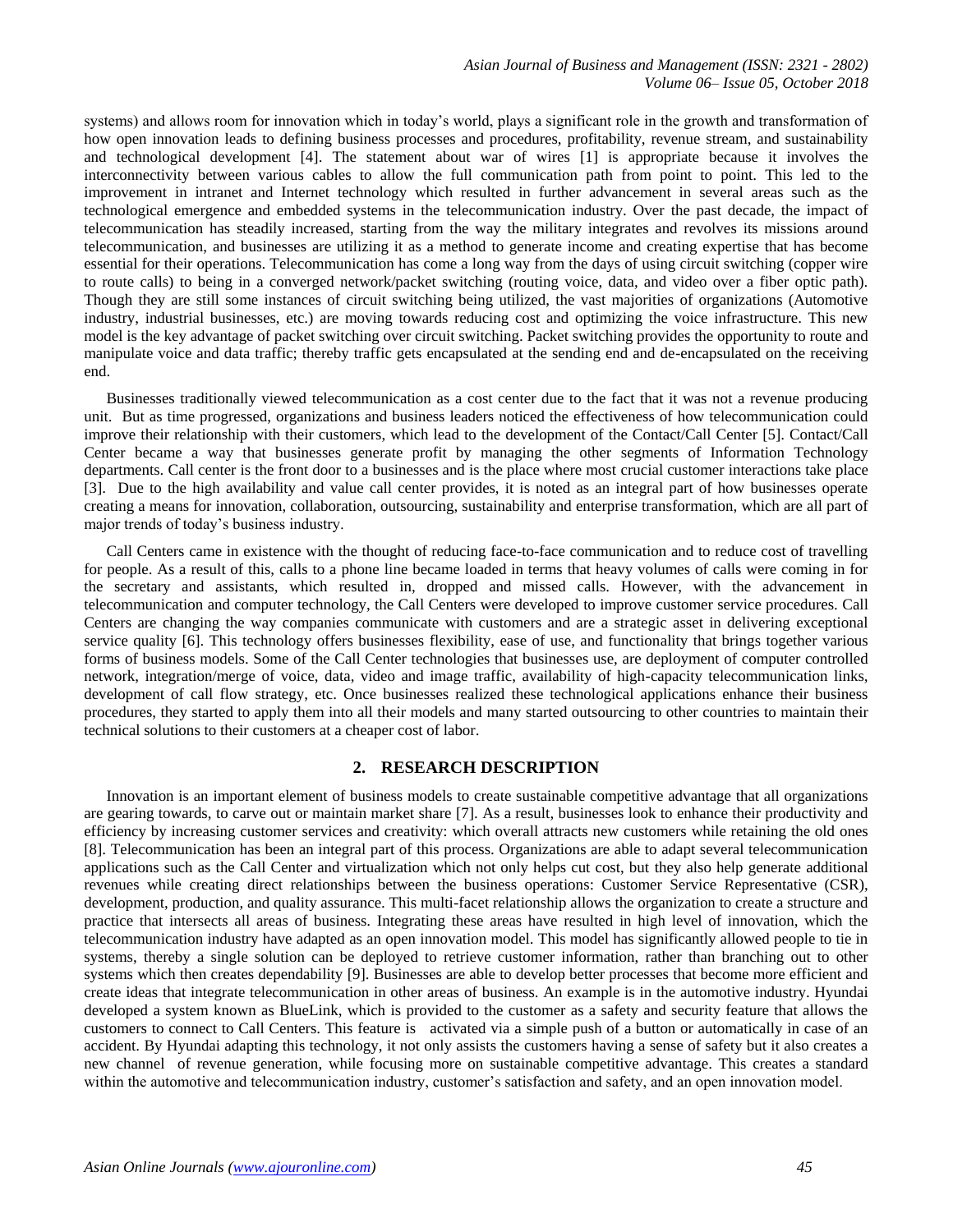systems) and allows room for innovation which in today's world, plays a significant role in the growth and transformation of how open innovation leads to defining business processes and procedures, profitability, revenue stream, and sustainability and technological development [4]. The statement about war of wires [1] is appropriate because it involves the interconnectivity between various cables to allow the full communication path from point to point. This led to the improvement in intranet and Internet technology which resulted in further advancement in several areas such as the technological emergence and embedded systems in the telecommunication industry. Over the past decade, the impact of telecommunication has steadily increased, starting from the way the military integrates and revolves its missions around telecommunication, and businesses are utilizing it as a method to generate income and creating expertise that has become essential for their operations. Telecommunication has come a long way from the days of using circuit switching (copper wire to route calls) to being in a converged network/packet switching (routing voice, data, and video over a fiber optic path). Though they are still some instances of circuit switching being utilized, the vast majorities of organizations (Automotive industry, industrial businesses, etc.) are moving towards reducing cost and optimizing the voice infrastructure. This new model is the key advantage of packet switching over circuit switching. Packet switching provides the opportunity to route and manipulate voice and data traffic; thereby traffic gets encapsulated at the sending end and de-encapsulated on the receiving end.

Businesses traditionally viewed telecommunication as a cost center due to the fact that it was not a revenue producing unit. But as time progressed, organizations and business leaders noticed the effectiveness of how telecommunication could improve their relationship with their customers, which lead to the development of the Contact/Call Center [5]. Contact/Call Center became a way that businesses generate profit by managing the other segments of Information Technology departments. Call center is the front door to a businesses and is the place where most crucial customer interactions take place [3]. Due to the high availability and value call center provides, it is noted as an integral part of how businesses operate creating a means for innovation, collaboration, outsourcing, sustainability and enterprise transformation, which are all part of major trends of today's business industry.

Call Centers came in existence with the thought of reducing face-to-face communication and to reduce cost of travelling for people. As a result of this, calls to a phone line became loaded in terms that heavy volumes of calls were coming in for the secretary and assistants, which resulted in, dropped and missed calls. However, with the advancement in telecommunication and computer technology, the Call Centers were developed to improve customer service procedures. Call Centers are changing the way companies communicate with customers and are a strategic asset in delivering exceptional service quality [6]. This technology offers businesses flexibility, ease of use, and functionality that brings together various forms of business models. Some of the Call Center technologies that businesses use, are deployment of computer controlled network, integration/merge of voice, data, video and image traffic, availability of high-capacity telecommunication links, development of call flow strategy, etc. Once businesses realized these technological applications enhance their business procedures, they started to apply them into all their models and many started outsourcing to other countries to maintain their technical solutions to their customers at a cheaper cost of labor.

## 2. RESEARCH DESCRIPTION

Innovation is an important element of business models to create sustainable competitive advantage that all organizations are gearing towards, to carve out or maintain market share [7]. As a result, businesses look to enhance their productivity and efficiency by increasing customer services and creativity: which overall attracts new customers while retaining the old ones [8]. Telecommunication has been an integral part of this process. Organizations are able to adapt several telecommunication applications such as the Call Center and virtualization which not only helps cut cost, but they also help generate additional revenues while creating direct relationships between the business operations: Customer Service Representative (CSR), development, production, and quality assurance. This multi-facet relationship allows the organization to create a structure and practice that intersects all areas of business. Integrating these areas have resulted in high level of innovation, which the telecommunication industry have adapted as an open innovation model. This model has significantly allowed people to tie in systems, thereby a single solution can be deployed to retrieve customer information, rather than branching out to other systems which then creates dependability [9]. Businesses are able to develop better processes that become more efficient and create ideas that integrate telecommunication in other areas of business. An example is in the automotive industry. Hyundai developed a system known as BlueLink, which is provided to the customer as a safety and security feature that allows the customers to connect to Call Centers. This feature is activated via a simple push of a button or automatically in case of an accident. By Hyundai adapting this technology, it not only assists the customers having a sense of safety but it also creates a new channel of revenue generation, while focusing more on sustainable competitive advantage. This creates a standard within the automotive and telecommunication industry, customer's satisfaction and safety, and an open innovation model.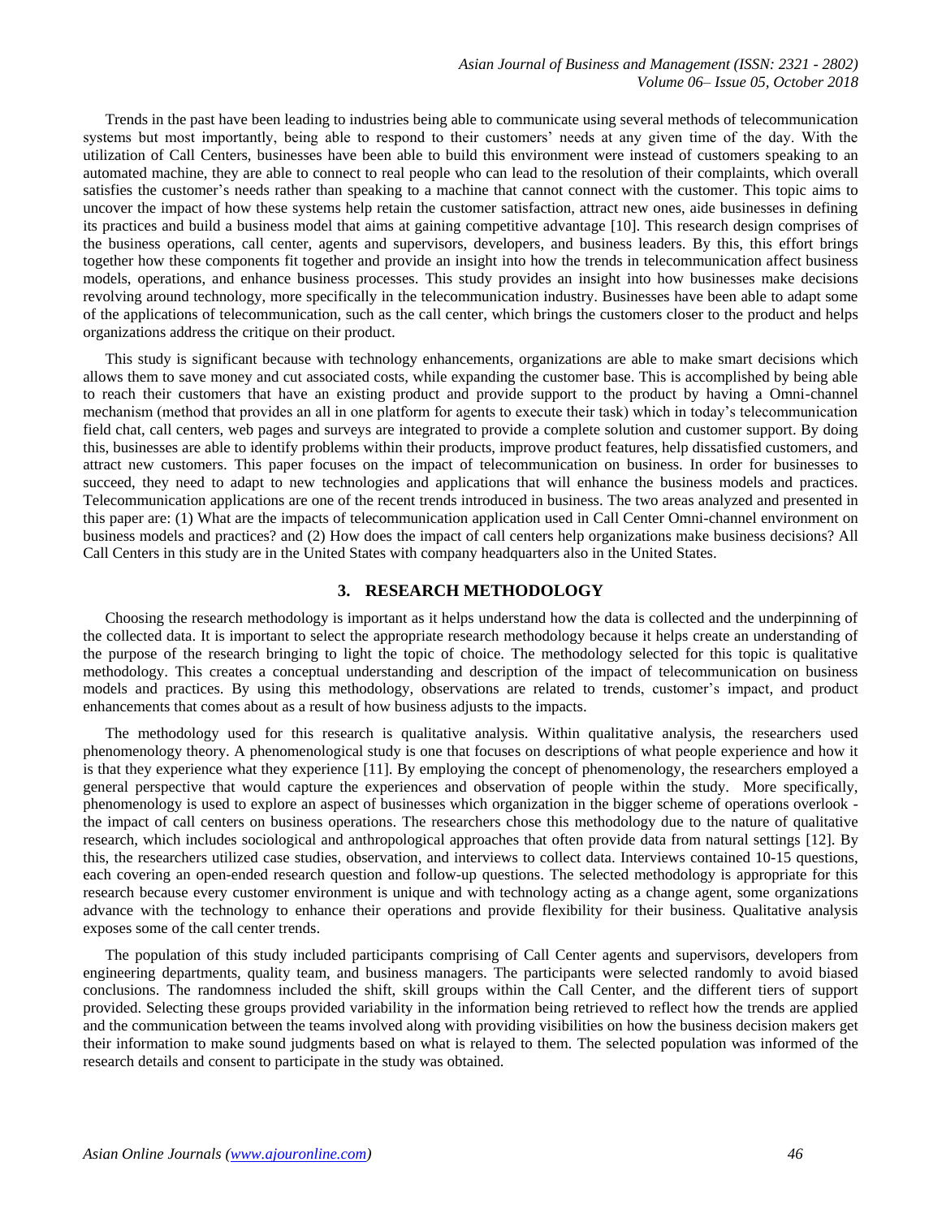Trends in the past have been leading to industries being able to communicate using several methods of telecommunication systems but most importantly, being able to respond to their customers' needs at any given time of the day. With the utilization of Call Centers, businesses have been able to build this environment were instead of customers speaking to an automated machine, they are able to connect to real people who can lead to the resolution of their complaints, which overall satisfies the customer's needs rather than speaking to a machine that cannot connect with the customer. This topic aims to uncover the impact of how these systems help retain the customer satisfaction, attract new ones, aide businesses in defining its practices and build a business model that aims at gaining competitive advantage [10]. This research design comprises of the business operations, call center, agents and supervisors, developers, and business leaders. By this, this effort brings together how these components fit together and provide an insight into how the trends in telecommunication affect business models, operations, and enhance business processes. This study provides an insight into how businesses make decisions revolving around technology, more specifically in the telecommunication industry. Businesses have been able to adapt some of the applications of telecommunication, such as the call center, which brings the customers closer to the product and helps organizations address the critique on their product.

This study is significant because with technology enhancements, organizations are able to make smart decisions which allows them to save money and cut associated costs, while expanding the customer base. This is accomplished by being able to reach their customers that have an existing product and provide support to the product by having a Omni-channel mechanism (method that provides an all in one platform for agents to execute their task) which in today's telecommunication field chat, call centers, web pages and surveys are integrated to provide a complete solution and customer support. By doing this, businesses are able to identify problems within their products, improve product features, help dissatisfied customers, and attract new customers. This paper focuses on the impact of telecommunication on business. In order for businesses to succeed, they need to adapt to new technologies and applications that will enhance the business models and practices. Telecommunication applications are one of the recent trends introduced in business. The two areas analyzed and presented in this paper are: (1) What are the impacts of telecommunication application used in Call Center Omni-channel environment on business models and practices? and (2) How does the impact of call centers help organizations make business decisions? All Call Centers in this study are in the United States with company headquarters also in the United States.

## 3. RESEARCH METHODOLOGY

Choosing the research methodology is important as it helps understand how the data is collected and the underpinning of the collected data. It is important to select the appropriate research methodology because it helps create an understanding of the purpose of the research bringing to light the topic of choice. The methodology selected for this topic is qualitative methodology. This creates a conceptual understanding and description of the impact of telecommunication on business models and practices. By using this methodology, observations are related to trends, customer's impact, and product enhancements that comes about as a result of how business adjusts to the impacts.

The methodology used for this research is qualitative analysis. Within qualitative analysis, the researchers used phenomenology theory. A phenomenological study is one that focuses on descriptions of what people experience and how it is that they experience what they experience [11]. By employing the concept of phenomenology, the researchers employed a general perspective that would capture the experiences and observation of people within the study. More specifically, phenomenology is used to explore an aspect of businesses which organization in the bigger scheme of operations overlook - the impact of call centers on business operations. The researchers chose this methodology due to the nature of qualitative research, which includes sociological and anthropological approaches that often provide data from natural settings [12]. By this, the researchers utilized case studies, observation, and interviews to collect data. Interviews contained 10-15 questions, each covering an open-ended research question and follow-up questions. The selected methodology is appropriate for this research because every customer environment is unique and with technology acting as a change agent, some organizations advance with the technology to enhance their operations and provide flexibility for their business. Qualitative analysis exposes some of the call center trends.

The population of this study included participants comprising of Call Center agents and supervisors, developers from engineering departments, quality team, and business managers. The participants were selected randomly to avoid biased conclusions. The randomness included the shift, skill groups within the Call Center, and the different tiers of support provided. Selecting these groups provided variability in the information being retrieved to reflect how the trends are applied and the communication between the teams involved along with providing visibilities on how the business decision makers get their information to make sound judgments based on what is relayed to them. The selected population was informed of the research details and consent to participate in the study was obtained.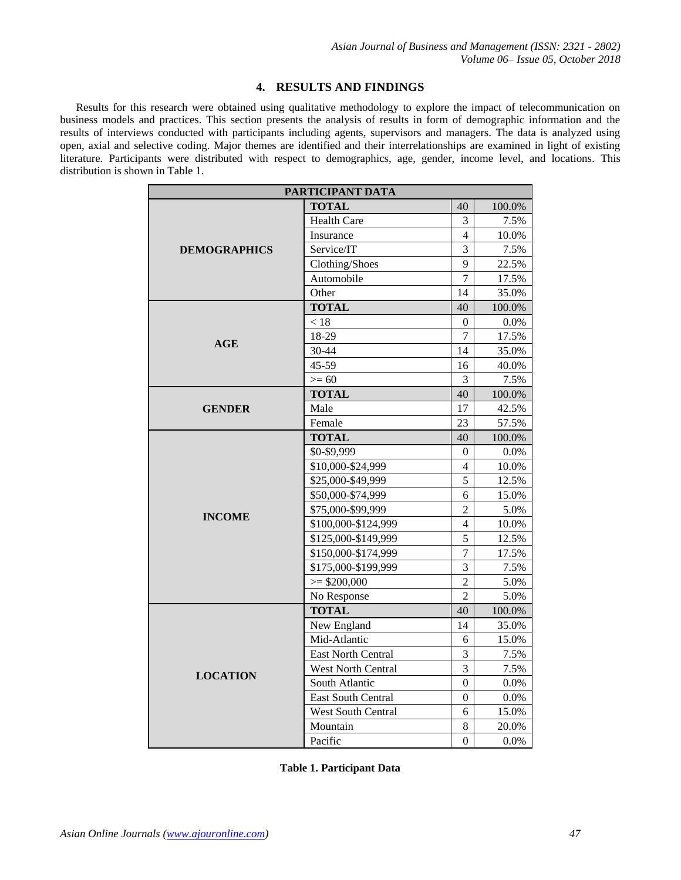## 4. RESULTS AND FINDINGS

Results for this research were obtained using qualitative methodology to explore the impact of telecommunication on business models and practices. This section presents the analysis of results in form of demographic information and the results of interviews conducted with participants including agents, supervisors and managers. The data is analyzed using open, axial and selective coding. Major themes are identified and their interrelationships are examined in light of existing literature. Participants were distributed with respect to demographics, age, gender, income level, and locations. This distribution is shown in Table 1.

| PARTICIPANT DATA | | | |
|---|---|---|---|
| **DEMOGRAPHICS** | **TOTAL** | 40 | 100.0% |
| | Health Care | 3 | 7.5% |
| | Insurance | 4 | 10.0% |
| | Service/IT | 3 | 7.5% |
| | Clothing/Shoes | 9 | 22.5% |
| | Automobile | 7 | 17.5% |
| | Other | 14 | 35.0% |
| **AGE** | **TOTAL** | 40 | 100.0% |
| | < 18 | 0 | 0.0% |
| | 18-29 | 7 | 17.5% |
| | 30-44 | 14 | 35.0% |
| | 45-59 | 16 | 40.0% |
| | >= 60 | 3 | 7.5% |
| **GENDER** | **TOTAL** | 40 | 100.0% |
| | Male | 17 | 42.5% |
| | Female | 23 | 57.5% |
| **INCOME** | **TOTAL** | 40 | 100.0% |
| | $0-$9,999 | 0 | 0.0% |
| | $10,000-$24,999 | 4 | 10.0% |
| | $25,000-$49,999 | 5 | 12.5% |
| | $50,000-$74,999 | 6 | 15.0% |
| | $75,000-$99,999 | 2 | 5.0% |
| | $100,000-$124,999 | 4 | 10.0% |
| | $125,000-$149,999 | 5 | 12.5% |
| | $150,000-$174,999 | 7 | 17.5% |
| | $175,000-$199,999 | 3 | 7.5% |
| | >= $200,000 | 2 | 5.0% |
| | No Response | 2 | 5.0% |
| **LOCATION** | **TOTAL** | 40 | 100.0% |
| | New England | 14 | 35.0% |
| | Mid-Atlantic | 6 | 15.0% |
| | East North Central | 3 | 7.5% |
| | West North Central | 3 | 7.5% |
| | South Atlantic | 0 | 0.0% |
| | East South Central | 0 | 0.0% |
| | West South Central | 6 | 15.0% |
| | Mountain | 8 | 20.0% |
| | Pacific | 0 | 0.0% |

**Table 1. Participant Data**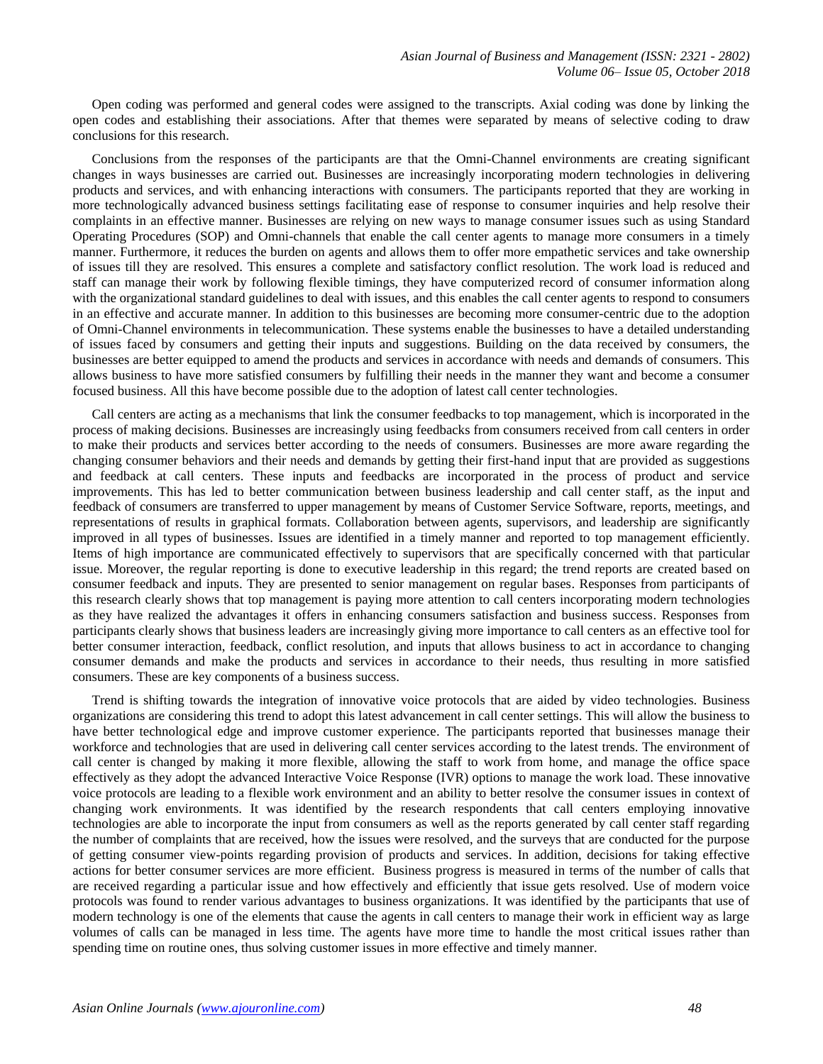Open coding was performed and general codes were assigned to the transcripts. Axial coding was done by linking the open codes and establishing their associations. After that themes were separated by means of selective coding to draw conclusions for this research.

Conclusions from the responses of the participants are that the Omni-Channel environments are creating significant changes in ways businesses are carried out. Businesses are increasingly incorporating modern technologies in delivering products and services, and with enhancing interactions with consumers. The participants reported that they are working in more technologically advanced business settings facilitating ease of response to consumer inquiries and help resolve their complaints in an effective manner. Businesses are relying on new ways to manage consumer issues such as using Standard Operating Procedures (SOP) and Omni-channels that enable the call center agents to manage more consumers in a timely manner. Furthermore, it reduces the burden on agents and allows them to offer more empathetic services and take ownership of issues till they are resolved. This ensures a complete and satisfactory conflict resolution. The work load is reduced and staff can manage their work by following flexible timings, they have computerized record of consumer information along with the organizational standard guidelines to deal with issues, and this enables the call center agents to respond to consumers in an effective and accurate manner. In addition to this businesses are becoming more consumer-centric due to the adoption of Omni-Channel environments in telecommunication. These systems enable the businesses to have a detailed understanding of issues faced by consumers and getting their inputs and suggestions. Building on the data received by consumers, the businesses are better equipped to amend the products and services in accordance with needs and demands of consumers. This allows business to have more satisfied consumers by fulfilling their needs in the manner they want and become a consumer focused business. All this have become possible due to the adoption of latest call center technologies.

Call centers are acting as a mechanisms that link the consumer feedbacks to top management, which is incorporated in the process of making decisions. Businesses are increasingly using feedbacks from consumers received from call centers in order to make their products and services better according to the needs of consumers. Businesses are more aware regarding the changing consumer behaviors and their needs and demands by getting their first-hand input that are provided as suggestions and feedback at call centers. These inputs and feedbacks are incorporated in the process of product and service improvements. This has led to better communication between business leadership and call center staff, as the input and feedback of consumers are transferred to upper management by means of Customer Service Software, reports, meetings, and representations of results in graphical formats. Collaboration between agents, supervisors, and leadership are significantly improved in all types of businesses. Issues are identified in a timely manner and reported to top management efficiently. Items of high importance are communicated effectively to supervisors that are specifically concerned with that particular issue. Moreover, the regular reporting is done to executive leadership in this regard; the trend reports are created based on consumer feedback and inputs. They are presented to senior management on regular bases. Responses from participants of this research clearly shows that top management is paying more attention to call centers incorporating modern technologies as they have realized the advantages it offers in enhancing consumers satisfaction and business success. Responses from participants clearly shows that business leaders are increasingly giving more importance to call centers as an effective tool for better consumer interaction, feedback, conflict resolution, and inputs that allows business to act in accordance to changing consumer demands and make the products and services in accordance to their needs, thus resulting in more satisfied consumers. These are key components of a business success.

Trend is shifting towards the integration of innovative voice protocols that are aided by video technologies. Business organizations are considering this trend to adopt this latest advancement in call center settings. This will allow the business to have better technological edge and improve customer experience. The participants reported that businesses manage their workforce and technologies that are used in delivering call center services according to the latest trends. The environment of call center is changed by making it more flexible, allowing the staff to work from home, and manage the office space effectively as they adopt the advanced Interactive Voice Response (IVR) options to manage the work load. These innovative voice protocols are leading to a flexible work environment and an ability to better resolve the consumer issues in context of changing work environments. It was identified by the research respondents that call centers employing innovative technologies are able to incorporate the input from consumers as well as the reports generated by call center staff regarding the number of complaints that are received, how the issues were resolved, and the surveys that are conducted for the purpose of getting consumer view-points regarding provision of products and services. In addition, decisions for taking effective actions for better consumer services are more efficient. Business progress is measured in terms of the number of calls that are received regarding a particular issue and how effectively and efficiently that issue gets resolved. Use of modern voice protocols was found to render various advantages to business organizations. It was identified by the participants that use of modern technology is one of the elements that cause the agents in call centers to manage their work in efficient way as large volumes of calls can be managed in less time. The agents have more time to handle the most critical issues rather than spending time on routine ones, thus solving customer issues in more effective and timely manner.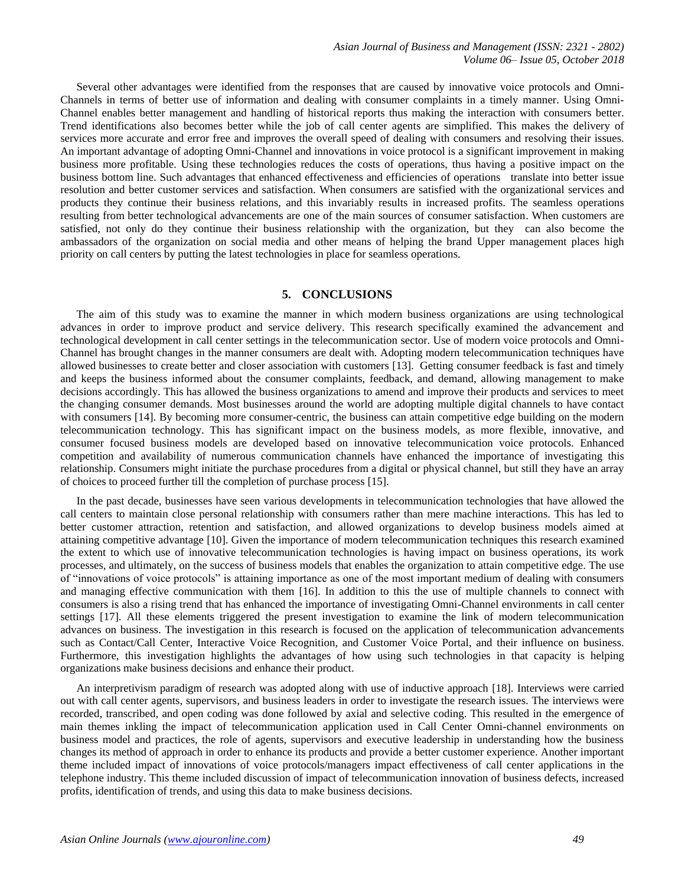Several other advantages were identified from the responses that are caused by innovative voice protocols and Omni-Channels in terms of better use of information and dealing with consumer complaints in a timely manner. Using Omni-Channel enables better management and handling of historical reports thus making the interaction with consumers better. Trend identifications also becomes better while the job of call center agents are simplified. This makes the delivery of services more accurate and error free and improves the overall speed of dealing with consumers and resolving their issues. An important advantage of adopting Omni-Channel and innovations in voice protocol is a significant improvement in making business more profitable. Using these technologies reduces the costs of operations, thus having a positive impact on the business bottom line. Such advantages that enhanced effectiveness and efficiencies of operations translate into better issue resolution and better customer services and satisfaction. When consumers are satisfied with the organizational services and products they continue their business relations, and this invariably results in increased profits. The seamless operations resulting from better technological advancements are one of the main sources of consumer satisfaction. When customers are satisfied, not only do they continue their business relationship with the organization, but they can also become the ambassadors of the organization on social media and other means of helping the brand Upper management places high priority on call centers by putting the latest technologies in place for seamless operations.

## 5. CONCLUSIONS

The aim of this study was to examine the manner in which modern business organizations are using technological advances in order to improve product and service delivery. This research specifically examined the advancement and technological development in call center settings in the telecommunication sector. Use of modern voice protocols and Omni-Channel has brought changes in the manner consumers are dealt with. Adopting modern telecommunication techniques have allowed businesses to create better and closer association with customers [13]. Getting consumer feedback is fast and timely and keeps the business informed about the consumer complaints, feedback, and demand, allowing management to make decisions accordingly. This has allowed the business organizations to amend and improve their products and services to meet the changing consumer demands. Most businesses around the world are adopting multiple digital channels to have contact with consumers [14]. By becoming more consumer-centric, the business can attain competitive edge building on the modern telecommunication technology. This has significant impact on the business models, as more flexible, innovative, and consumer focused business models are developed based on innovative telecommunication voice protocols. Enhanced competition and availability of numerous communication channels have enhanced the importance of investigating this relationship. Consumers might initiate the purchase procedures from a digital or physical channel, but still they have an array of choices to proceed further till the completion of purchase process [15].

In the past decade, businesses have seen various developments in telecommunication technologies that have allowed the call centers to maintain close personal relationship with consumers rather than mere machine interactions. This has led to better customer attraction, retention and satisfaction, and allowed organizations to develop business models aimed at attaining competitive advantage [10]. Given the importance of modern telecommunication techniques this research examined the extent to which use of innovative telecommunication technologies is having impact on business operations, its work processes, and ultimately, on the success of business models that enables the organization to attain competitive edge. The use of "innovations of voice protocols" is attaining importance as one of the most important medium of dealing with consumers and managing effective communication with them [16]. In addition to this the use of multiple channels to connect with consumers is also a rising trend that has enhanced the importance of investigating Omni-Channel environments in call center settings [17]. All these elements triggered the present investigation to examine the link of modern telecommunication advances on business. The investigation in this research is focused on the application of telecommunication advancements such as Contact/Call Center, Interactive Voice Recognition, and Customer Voice Portal, and their influence on business. Furthermore, this investigation highlights the advantages of how using such technologies in that capacity is helping organizations make business decisions and enhance their product.

An interpretivism paradigm of research was adopted along with use of inductive approach [18]. Interviews were carried out with call center agents, supervisors, and business leaders in order to investigate the research issues. The interviews were recorded, transcribed, and open coding was done followed by axial and selective coding. This resulted in the emergence of main themes inkling the impact of telecommunication application used in Call Center Omni-channel environments on business model and practices, the role of agents, supervisors and executive leadership in understanding how the business changes its method of approach in order to enhance its products and provide a better customer experience. Another important theme included impact of innovations of voice protocols/managers impact effectiveness of call center applications in the telephone industry. This theme included discussion of impact of telecommunication innovation of business defects, increased profits, identification of trends, and using this data to make business decisions.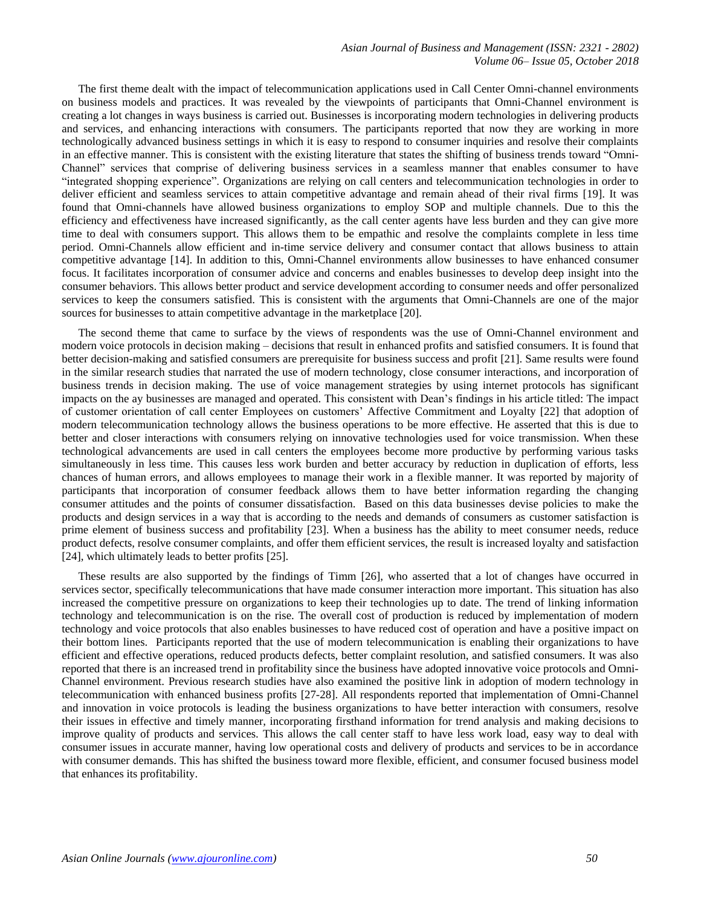The first theme dealt with the impact of telecommunication applications used in Call Center Omni-channel environments on business models and practices. It was revealed by the viewpoints of participants that Omni-Channel environment is creating a lot changes in ways business is carried out. Businesses is incorporating modern technologies in delivering products and services, and enhancing interactions with consumers. The participants reported that now they are working in more technologically advanced business settings in which it is easy to respond to consumer inquiries and resolve their complaints in an effective manner. This is consistent with the existing literature that states the shifting of business trends toward "Omni-Channel" services that comprise of delivering business services in a seamless manner that enables consumer to have "integrated shopping experience". Organizations are relying on call centers and telecommunication technologies in order to deliver efficient and seamless services to attain competitive advantage and remain ahead of their rival firms [19]. It was found that Omni-channels have allowed business organizations to employ SOP and multiple channels. Due to this the efficiency and effectiveness have increased significantly, as the call center agents have less burden and they can give more time to deal with consumers support. This allows them to be empathic and resolve the complaints complete in less time period. Omni-Channels allow efficient and in-time service delivery and consumer contact that allows business to attain competitive advantage [14]. In addition to this, Omni-Channel environments allow businesses to have enhanced consumer focus. It facilitates incorporation of consumer advice and concerns and enables businesses to develop deep insight into the consumer behaviors. This allows better product and service development according to consumer needs and offer personalized services to keep the consumers satisfied. This is consistent with the arguments that Omni-Channels are one of the major sources for businesses to attain competitive advantage in the marketplace [20].

The second theme that came to surface by the views of respondents was the use of Omni-Channel environment and modern voice protocols in decision making – decisions that result in enhanced profits and satisfied consumers. It is found that better decision-making and satisfied consumers are prerequisite for business success and profit [21]. Same results were found in the similar research studies that narrated the use of modern technology, close consumer interactions, and incorporation of business trends in decision making. The use of voice management strategies by using internet protocols has significant impacts on the ay businesses are managed and operated. This consistent with Dean's findings in his article titled: The impact of customer orientation of call center Employees on customers' Affective Commitment and Loyalty [22] that adoption of modern telecommunication technology allows the business operations to be more effective. He asserted that this is due to better and closer interactions with consumers relying on innovative technologies used for voice transmission. When these technological advancements are used in call centers the employees become more productive by performing various tasks simultaneously in less time. This causes less work burden and better accuracy by reduction in duplication of efforts, less chances of human errors, and allows employees to manage their work in a flexible manner. It was reported by majority of participants that incorporation of consumer feedback allows them to have better information regarding the changing consumer attitudes and the points of consumer dissatisfaction. Based on this data businesses devise policies to make the products and design services in a way that is according to the needs and demands of consumers as customer satisfaction is prime element of business success and profitability [23]. When a business has the ability to meet consumer needs, reduce product defects, resolve consumer complaints, and offer them efficient services, the result is increased loyalty and satisfaction [24], which ultimately leads to better profits [25].

These results are also supported by the findings of Timm [26], who asserted that a lot of changes have occurred in services sector, specifically telecommunications that have made consumer interaction more important. This situation has also increased the competitive pressure on organizations to keep their technologies up to date. The trend of linking information technology and telecommunication is on the rise. The overall cost of production is reduced by implementation of modern technology and voice protocols that also enables businesses to have reduced cost of operation and have a positive impact on their bottom lines. Participants reported that the use of modern telecommunication is enabling their organizations to have efficient and effective operations, reduced products defects, better complaint resolution, and satisfied consumers. It was also reported that there is an increased trend in profitability since the business have adopted innovative voice protocols and Omni-Channel environment. Previous research studies have also examined the positive link in adoption of modern technology in telecommunication with enhanced business profits [27-28]. All respondents reported that implementation of Omni-Channel and innovation in voice protocols is leading the business organizations to have better interaction with consumers, resolve their issues in effective and timely manner, incorporating firsthand information for trend analysis and making decisions to improve quality of products and services. This allows the call center staff to have less work load, easy way to deal with consumer issues in accurate manner, having low operational costs and delivery of products and services to be in accordance with consumer demands. This has shifted the business toward more flexible, efficient, and consumer focused business model that enhances its profitability.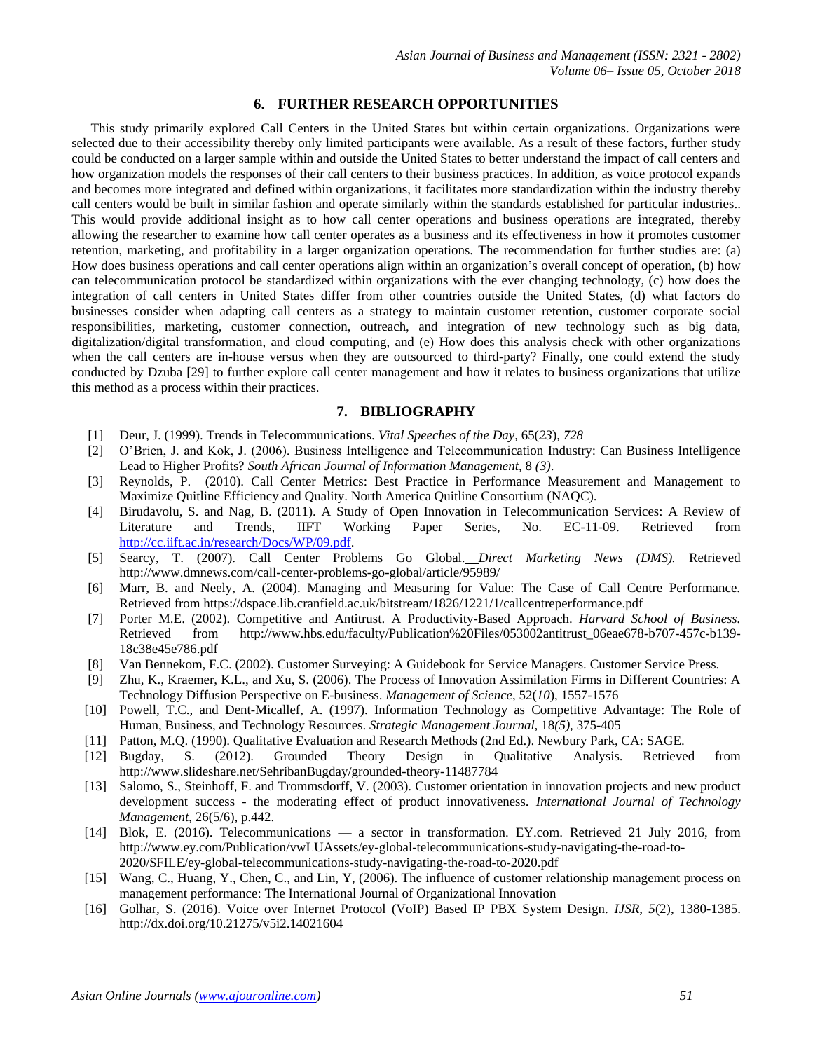## 6. FURTHER RESEARCH OPPORTUNITIES

This study primarily explored Call Centers in the United States but within certain organizations. Organizations were selected due to their accessibility thereby only limited participants were available. As a result of these factors, further study could be conducted on a larger sample within and outside the United States to better understand the impact of call centers and how organization models the responses of their call centers to their business practices. In addition, as voice protocol expands and becomes more integrated and defined within organizations, it facilitates more standardization within the industry thereby call centers would be built in similar fashion and operate similarly within the standards established for particular industries.. This would provide additional insight as to how call center operations and business operations are integrated, thereby allowing the researcher to examine how call center operates as a business and its effectiveness in how it promotes customer retention, marketing, and profitability in a larger organization operations. The recommendation for further studies are: (a) How does business operations and call center operations align within an organization's overall concept of operation, (b) how can telecommunication protocol be standardized within organizations with the ever changing technology, (c) how does the integration of call centers in United States differ from other countries outside the United States, (d) what factors do businesses consider when adapting call centers as a strategy to maintain customer retention, customer corporate social responsibilities, marketing, customer connection, outreach, and integration of new technology such as big data, digitalization/digital transformation, and cloud computing, and (e) How does this analysis check with other organizations when the call centers are in-house versus when they are outsourced to third-party? Finally, one could extend the study conducted by Dzuba [29] to further explore call center management and how it relates to business organizations that utilize this method as a process within their practices.

## 7. BIBLIOGRAPHY

[1] Deur, J. (1999). Trends in Telecommunications. *Vital Speeches of the Day,* 65(*23*), *728*

[2] O'Brien, J. and Kok, J. (2006). Business Intelligence and Telecommunication Industry: Can Business Intelligence Lead to Higher Profits? *South African Journal of Information Management,* 8 *(3)*.

[3] Reynolds, P. (2010). Call Center Metrics: Best Practice in Performance Measurement and Management to Maximize Quitline Efficiency and Quality. North America Quitline Consortium (NAQC).

[4] Birudavolu, S. and Nag, B. (2011). A Study of Open Innovation in Telecommunication Services: A Review of Literature and Trends, IIFT Working Paper Series, No. EC-11-09. Retrieved from http://cc.iift.ac.in/research/Docs/WP/09.pdf.

[5] Searcy, T. (2007). Call Center Problems Go Global. *Direct Marketing News (DMS).* Retrieved http://www.dmnews.com/call-center-problems-go-global/article/95989/

[6] Marr, B. and Neely, A. (2004). Managing and Measuring for Value: The Case of Call Centre Performance. Retrieved from https://dspace.lib.cranfield.ac.uk/bitstream/1826/1221/1/callcentreperformance.pdf

[7] Porter M.E. (2002). Competitive and Antitrust. A Productivity-Based Approach. *Harvard School of Business.* Retrieved from http://www.hbs.edu/faculty/Publication%20Files/053002antitrust_06eae678-b707-457c-b139-18c38e45e786.pdf

[8] Van Bennekom, F.C. (2002). Customer Surveying: A Guidebook for Service Managers. Customer Service Press.

[9] Zhu, K., Kraemer, K.L., and Xu, S. (2006). The Process of Innovation Assimilation Firms in Different Countries: A Technology Diffusion Perspective on E-business. *Management of Science*, 52(*10*), 1557-1576

[10] Powell, T.C., and Dent-Micallef, A. (1997). Information Technology as Competitive Advantage: The Role of Human, Business, and Technology Resources. *Strategic Management Journal,* 18*(5),* 375-405

[11] Patton, M.Q. (1990). Qualitative Evaluation and Research Methods (2nd Ed.). Newbury Park, CA: SAGE.

[12] Bugday, S. (2012). Grounded Theory Design in Qualitative Analysis. Retrieved from http://www.slideshare.net/SehribanBugday/grounded-theory-11487784

[13] Salomo, S., Steinhoff, F. and Trommsdorff, V. (2003). Customer orientation in innovation projects and new product development success - the moderating effect of product innovativeness. *International Journal of Technology Management*, 26(5/6), p.442.

[14] Blok, E. (2016). Telecommunications — a sector in transformation. EY.com. Retrieved 21 July 2016, from http://www.ey.com/Publication/vwLUAssets/ey-global-telecommunications-study-navigating-the-road-to-2020/$FILE/ey-global-telecommunications-study-navigating-the-road-to-2020.pdf

[15] Wang, C., Huang, Y., Chen, C., and Lin, Y, (2006). The influence of customer relationship management process on management performance: The International Journal of Organizational Innovation

[16] Golhar, S. (2016). Voice over Internet Protocol (VoIP) Based IP PBX System Design. *IJSR*, *5*(2), 1380-1385. http://dx.doi.org/10.21275/v5i2.14021604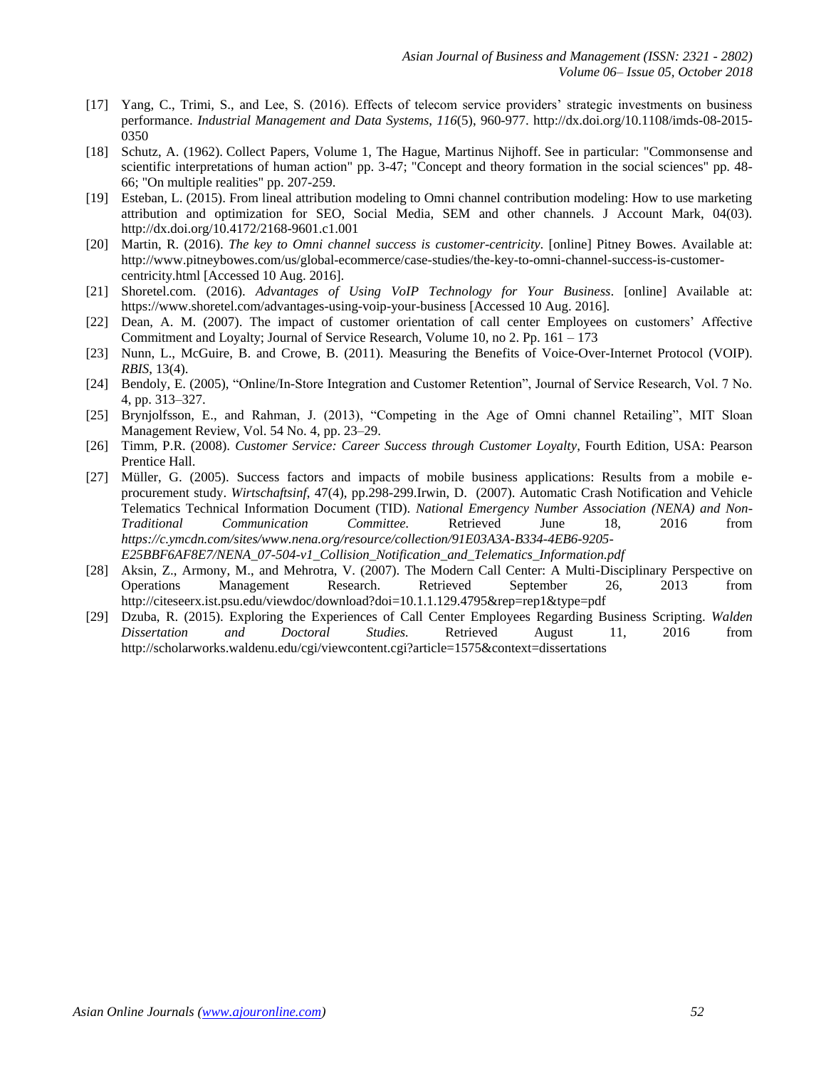[17] Yang, C., Trimi, S., and Lee, S. (2016). Effects of telecom service providers' strategic investments on business performance. *Industrial Management and Data Systems*, *116*(5), 960-977. http://dx.doi.org/10.1108/imds-08-2015-0350

[18] Schutz, A. (1962). Collect Papers, Volume 1, The Hague, Martinus Nijhoff. See in particular: "Commonsense and scientific interpretations of human action" pp. 3-47; "Concept and theory formation in the social sciences" pp. 48-66; "On multiple realities" pp. 207-259.

[19] Esteban, L. (2015). From lineal attribution modeling to Omni channel contribution modeling: How to use marketing attribution and optimization for SEO, Social Media, SEM and other channels. J Account Mark, 04(03). http://dx.doi.org/10.4172/2168-9601.c1.001

[20] Martin, R. (2016). *The key to Omni channel success is customer-centricity*. [online] Pitney Bowes. Available at: http://www.pitneybowes.com/us/global-ecommerce/case-studies/the-key-to-omni-channel-success-is-customer-centricity.html [Accessed 10 Aug. 2016].

[21] Shoretel.com. (2016). *Advantages of Using VoIP Technology for Your Business*. [online] Available at: https://www.shoretel.com/advantages-using-voip-your-business [Accessed 10 Aug. 2016].

[22] Dean, A. M. (2007). The impact of customer orientation of call center Employees on customers' Affective Commitment and Loyalty; Journal of Service Research, Volume 10, no 2. Pp. 161 – 173

[23] Nunn, L., McGuire, B. and Crowe, B. (2011). Measuring the Benefits of Voice-Over-Internet Protocol (VOIP). *RBIS*, 13(4).

[24] Bendoly, E. (2005), "Online/In-Store Integration and Customer Retention", Journal of Service Research, Vol. 7 No. 4, pp. 313–327.

[25] Brynjolfsson, E., and Rahman, J. (2013), "Competing in the Age of Omni channel Retailing", MIT Sloan Management Review, Vol. 54 No. 4, pp. 23–29.

[26] Timm, P.R. (2008). *Customer Service: Career Success through Customer Loyalty*, Fourth Edition, USA: Pearson Prentice Hall.

[27] Müller, G. (2005). Success factors and impacts of mobile business applications: Results from a mobile e-procurement study. *Wirtschaftsinf*, 47(4), pp.298-299.Irwin, D. (2007). Automatic Crash Notification and Vehicle Telematics Technical Information Document (TID). *National Emergency Number Association (NENA) and Non-Traditional Communication Committee.* Retrieved June 18, 2016 from *https://c.ymcdn.com/sites/www.nena.org/resource/collection/91E03A3A-B334-4EB6-9205-E25BBF6AF8E7/NENA_07-504-v1_Collision_Notification_and_Telematics_Information.pdf*

[28] Aksin, Z., Armony, M., and Mehrotra, V. (2007). The Modern Call Center: A Multi-Disciplinary Perspective on Operations Management Research. Retrieved September 26, 2013 from http://citeseerx.ist.psu.edu/viewdoc/download?doi=10.1.1.129.4795&rep=rep1&type=pdf

[29] Dzuba, R. (2015). Exploring the Experiences of Call Center Employees Regarding Business Scripting. *Walden Dissertation and Doctoral Studies.* Retrieved August 11, 2016 from http://scholarworks.waldenu.edu/cgi/viewcontent.cgi?article=1575&context=dissertations